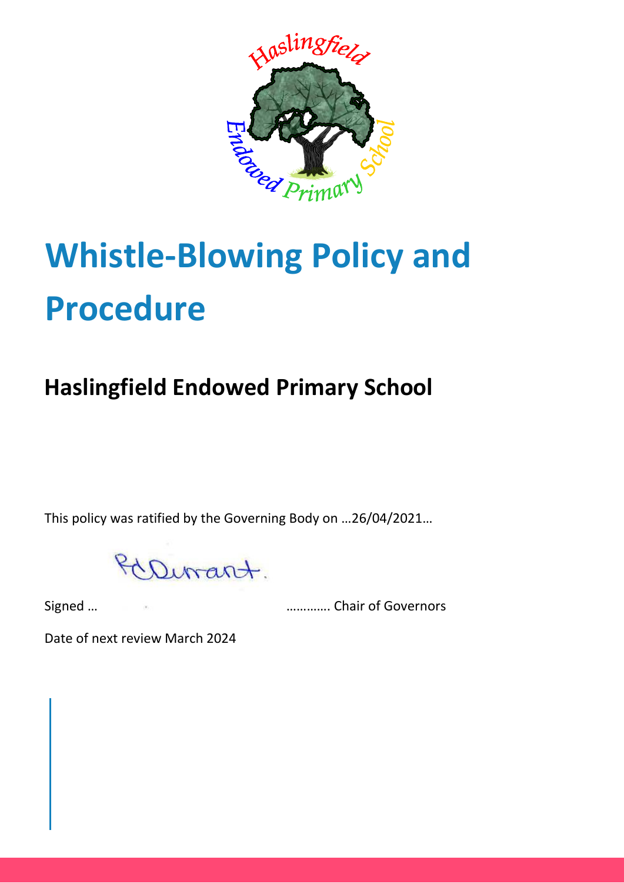# Whistle-Blowing Policy and Procedure

## Haslingfield Endowed Primary School

This policy was ratified by the Governing Body on …26/04/2021…

Signed … …………. Chair of Governors

Date of next review March 2024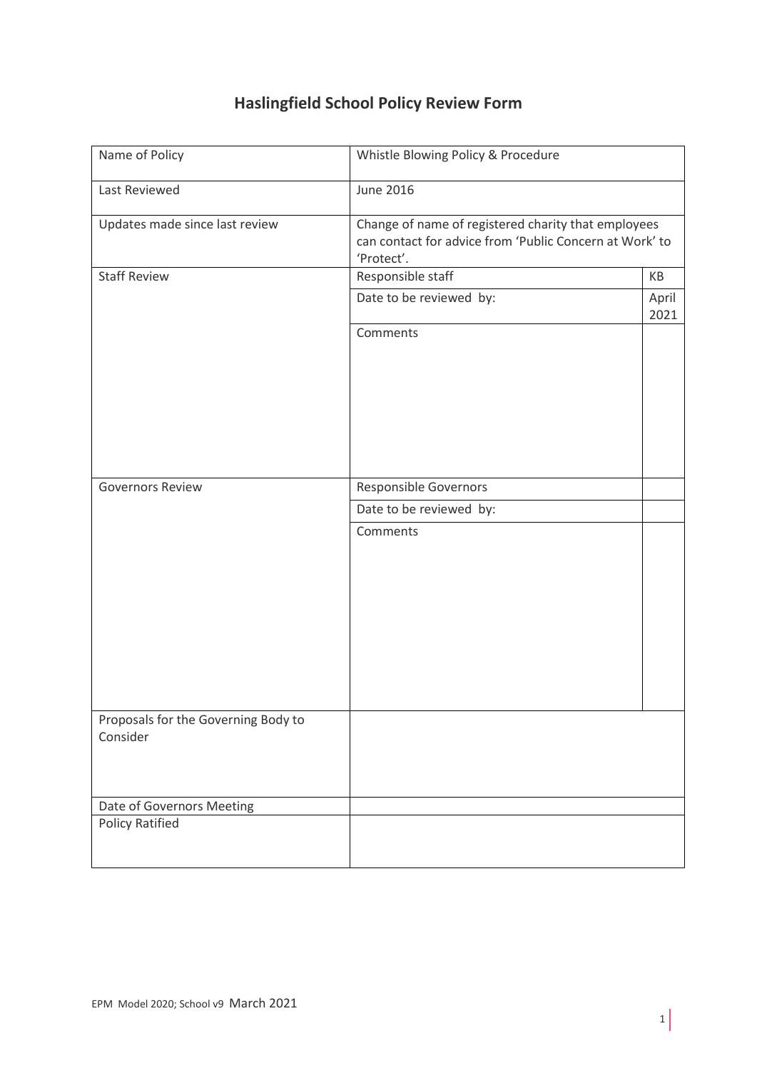# Haslingfield School Policy Review Form

| | | |
|---|---|---|
| Name of Policy | Whistle Blowing Policy & Procedure | |
| Last Reviewed | June 2016 | |
| Updates made since last review | Change of name of registered charity that employees can contact for advice from 'Public Concern at Work' to 'Protect'. | |
| Staff Review | Responsible staff | KB |
| | Date to be reviewed by: | April 2021 |
| | Comments | |
| Governors Review | Responsible Governors | |
| | Date to be reviewed by: | |
| | Comments | |
| Proposals for the Governing Body to Consider | | |
| Date of Governors Meeting | | |
| Policy Ratified | | |

EPM Model 2020; School v9 March 2021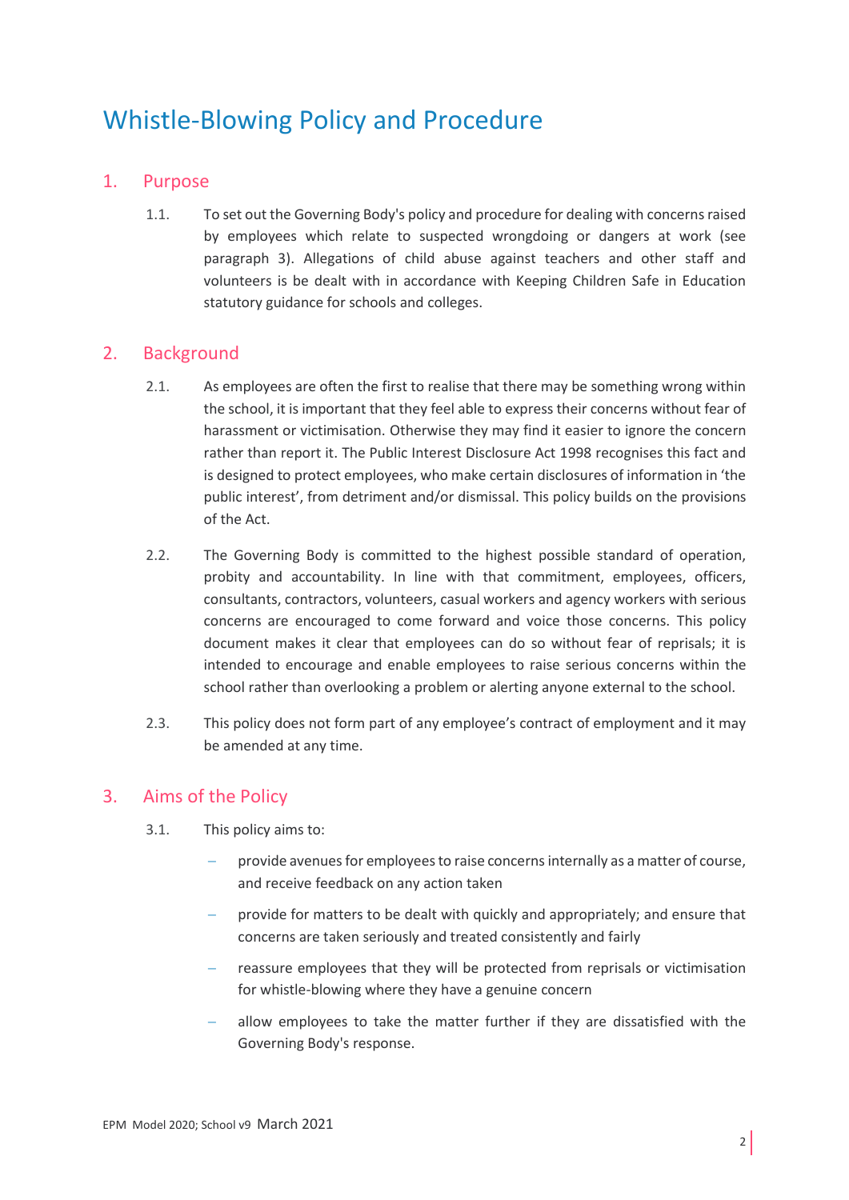# Whistle-Blowing Policy and Procedure

## 1. Purpose

1.1. To set out the Governing Body's policy and procedure for dealing with concerns raised by employees which relate to suspected wrongdoing or dangers at work (see paragraph 3). Allegations of child abuse against teachers and other staff and volunteers is be dealt with in accordance with Keeping Children Safe in Education statutory guidance for schools and colleges.

## 2. Background

2.1. As employees are often the first to realise that there may be something wrong within the school, it is important that they feel able to express their concerns without fear of harassment or victimisation. Otherwise they may find it easier to ignore the concern rather than report it. The Public Interest Disclosure Act 1998 recognises this fact and is designed to protect employees, who make certain disclosures of information in 'the public interest', from detriment and/or dismissal. This policy builds on the provisions of the Act.

2.2. The Governing Body is committed to the highest possible standard of operation, probity and accountability. In line with that commitment, employees, officers, consultants, contractors, volunteers, casual workers and agency workers with serious concerns are encouraged to come forward and voice those concerns. This policy document makes it clear that employees can do so without fear of reprisals; it is intended to encourage and enable employees to raise serious concerns within the school rather than overlooking a problem or alerting anyone external to the school.

2.3. This policy does not form part of any employee's contract of employment and it may be amended at any time.

## 3. Aims of the Policy

3.1. This policy aims to:

- provide avenues for employees to raise concerns internally as a matter of course, and receive feedback on any action taken
- provide for matters to be dealt with quickly and appropriately; and ensure that concerns are taken seriously and treated consistently and fairly
- reassure employees that they will be protected from reprisals or victimisation for whistle-blowing where they have a genuine concern
- allow employees to take the matter further if they are dissatisfied with the Governing Body's response.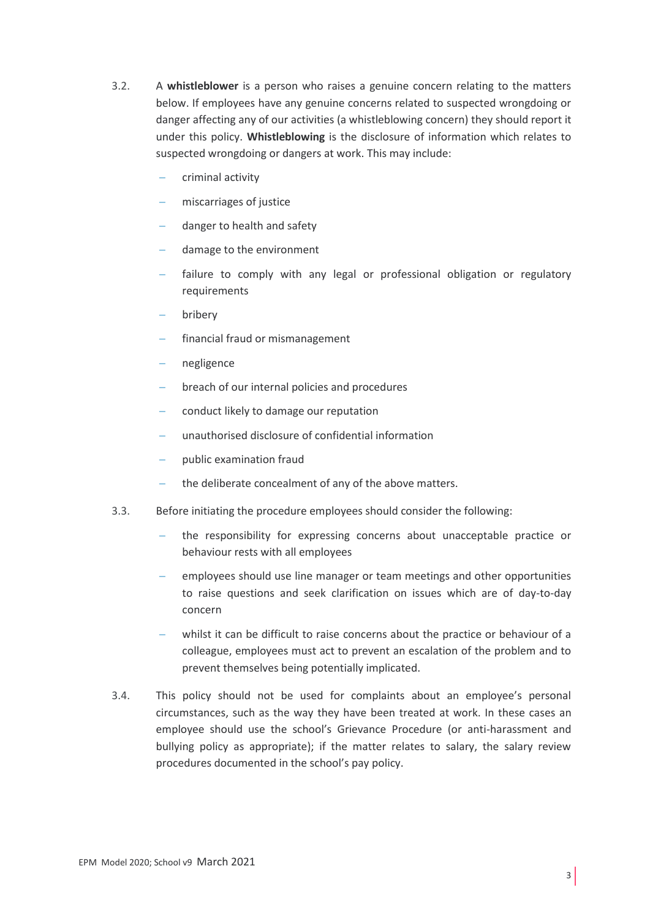3.2. A **whistleblower** is a person who raises a genuine concern relating to the matters below. If employees have any genuine concerns related to suspected wrongdoing or danger affecting any of our activities (a whistleblowing concern) they should report it under this policy. **Whistleblowing** is the disclosure of information which relates to suspected wrongdoing or dangers at work. This may include:

- criminal activity
- miscarriages of justice
- danger to health and safety
- damage to the environment
- failure to comply with any legal or professional obligation or regulatory requirements
- bribery
- financial fraud or mismanagement
- negligence
- breach of our internal policies and procedures
- conduct likely to damage our reputation
- unauthorised disclosure of confidential information
- public examination fraud
- the deliberate concealment of any of the above matters.

3.3. Before initiating the procedure employees should consider the following:

- the responsibility for expressing concerns about unacceptable practice or behaviour rests with all employees
- employees should use line manager or team meetings and other opportunities to raise questions and seek clarification on issues which are of day-to-day concern
- whilst it can be difficult to raise concerns about the practice or behaviour of a colleague, employees must act to prevent an escalation of the problem and to prevent themselves being potentially implicated.

3.4. This policy should not be used for complaints about an employee's personal circumstances, such as the way they have been treated at work. In these cases an employee should use the school's Grievance Procedure (or anti-harassment and bullying policy as appropriate); if the matter relates to salary, the salary review procedures documented in the school's pay policy.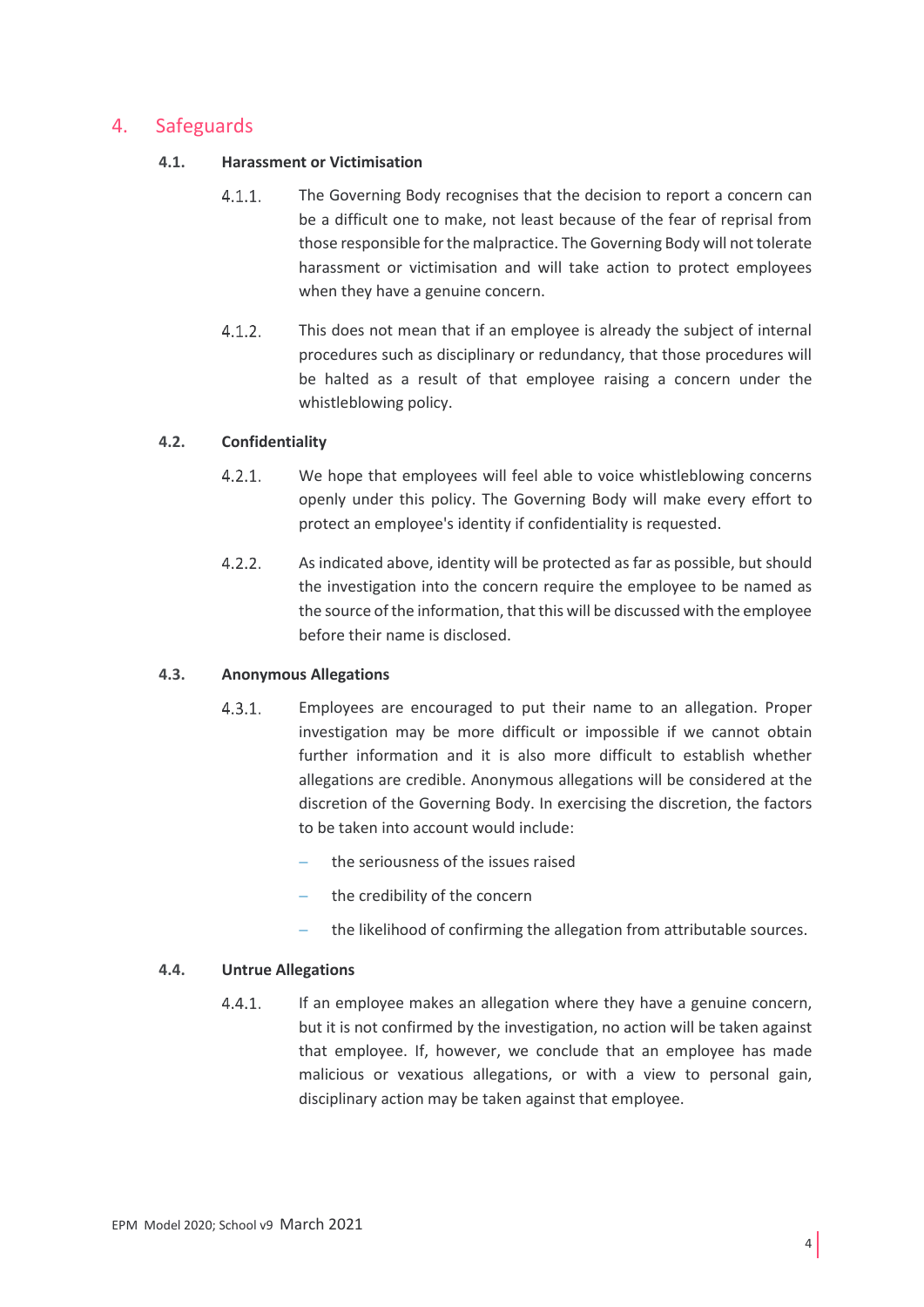## 4. Safeguards

### 4.1. Harassment or Victimisation

4.1.1. The Governing Body recognises that the decision to report a concern can be a difficult one to make, not least because of the fear of reprisal from those responsible for the malpractice. The Governing Body will not tolerate harassment or victimisation and will take action to protect employees when they have a genuine concern.

4.1.2. This does not mean that if an employee is already the subject of internal procedures such as disciplinary or redundancy, that those procedures will be halted as a result of that employee raising a concern under the whistleblowing policy.

### 4.2. Confidentiality

4.2.1. We hope that employees will feel able to voice whistleblowing concerns openly under this policy. The Governing Body will make every effort to protect an employee's identity if confidentiality is requested.

4.2.2. As indicated above, identity will be protected as far as possible, but should the investigation into the concern require the employee to be named as the source of the information, that this will be discussed with the employee before their name is disclosed.

### 4.3. Anonymous Allegations

4.3.1. Employees are encouraged to put their name to an allegation. Proper investigation may be more difficult or impossible if we cannot obtain further information and it is also more difficult to establish whether allegations are credible. Anonymous allegations will be considered at the discretion of the Governing Body. In exercising the discretion, the factors to be taken into account would include:

- the seriousness of the issues raised
- the credibility of the concern
- the likelihood of confirming the allegation from attributable sources.

### 4.4. Untrue Allegations

4.4.1. If an employee makes an allegation where they have a genuine concern, but it is not confirmed by the investigation, no action will be taken against that employee. If, however, we conclude that an employee has made malicious or vexatious allegations, or with a view to personal gain, disciplinary action may be taken against that employee.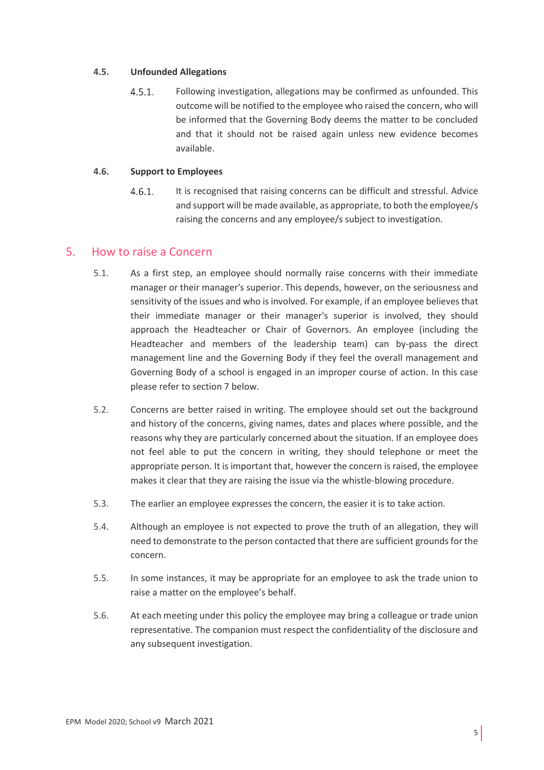#### 4.5. Unfounded Allegations

4.5.1. Following investigation, allegations may be confirmed as unfounded. This outcome will be notified to the employee who raised the concern, who will be informed that the Governing Body deems the matter to be concluded and that it should not be raised again unless new evidence becomes available.

#### 4.6. Support to Employees

4.6.1. It is recognised that raising concerns can be difficult and stressful. Advice and support will be made available, as appropriate, to both the employee/s raising the concerns and any employee/s subject to investigation.

## 5. How to raise a Concern

5.1. As a first step, an employee should normally raise concerns with their immediate manager or their manager's superior. This depends, however, on the seriousness and sensitivity of the issues and who is involved. For example, if an employee believes that their immediate manager or their manager's superior is involved, they should approach the Headteacher or Chair of Governors. An employee (including the Headteacher and members of the leadership team) can by-pass the direct management line and the Governing Body if they feel the overall management and Governing Body of a school is engaged in an improper course of action. In this case please refer to section 7 below.

5.2. Concerns are better raised in writing. The employee should set out the background and history of the concerns, giving names, dates and places where possible, and the reasons why they are particularly concerned about the situation. If an employee does not feel able to put the concern in writing, they should telephone or meet the appropriate person. It is important that, however the concern is raised, the employee makes it clear that they are raising the issue via the whistle-blowing procedure.

5.3. The earlier an employee expresses the concern, the easier it is to take action.

5.4. Although an employee is not expected to prove the truth of an allegation, they will need to demonstrate to the person contacted that there are sufficient grounds for the concern.

5.5. In some instances, it may be appropriate for an employee to ask the trade union to raise a matter on the employee's behalf.

5.6. At each meeting under this policy the employee may bring a colleague or trade union representative. The companion must respect the confidentiality of the disclosure and any subsequent investigation.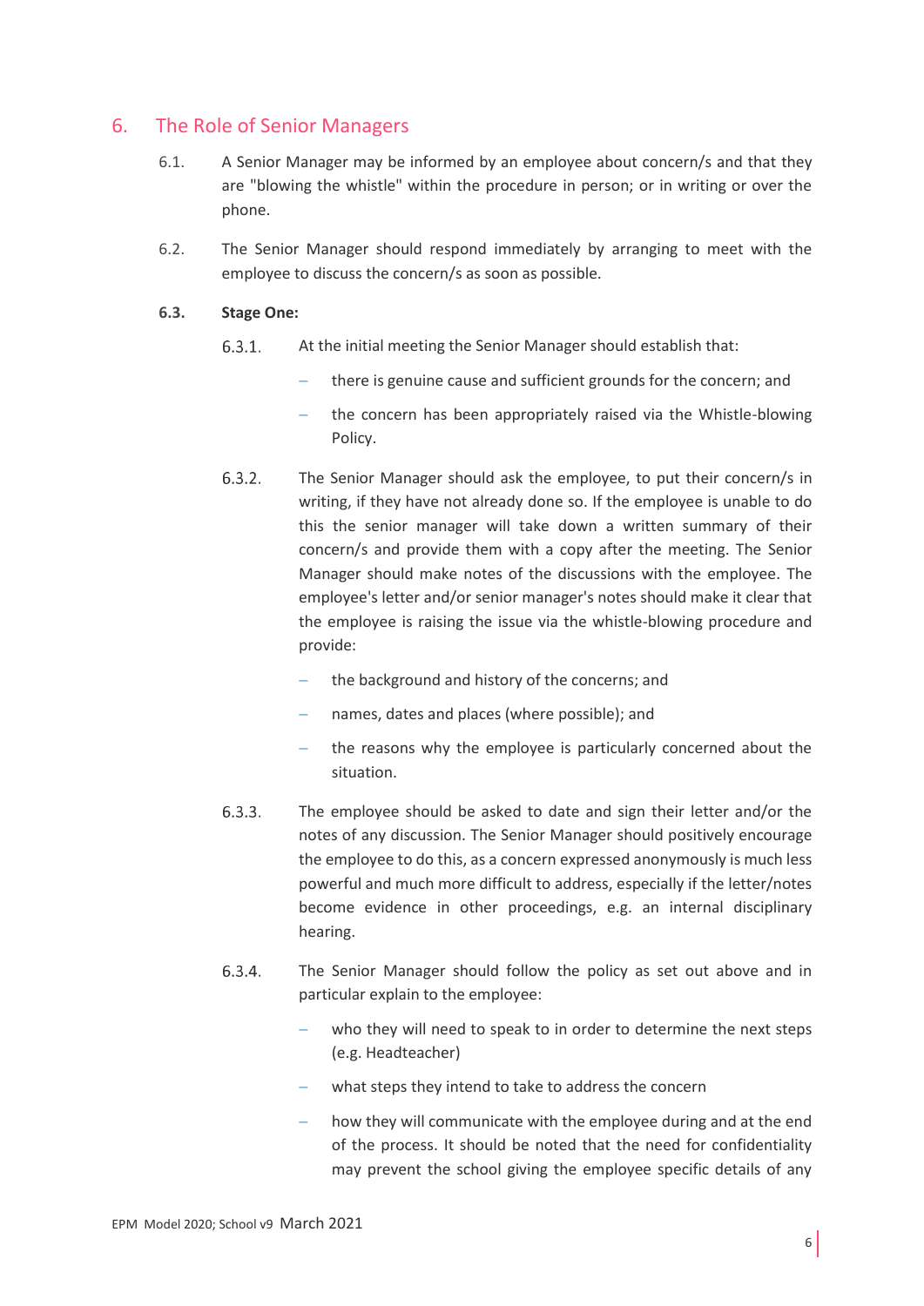## 6. The Role of Senior Managers

6.1. A Senior Manager may be informed by an employee about concern/s and that they are "blowing the whistle" within the procedure in person; or in writing or over the phone.

6.2. The Senior Manager should respond immediately by arranging to meet with the employee to discuss the concern/s as soon as possible.

**6.3. Stage One:**

6.3.1. At the initial meeting the Senior Manager should establish that:

- there is genuine cause and sufficient grounds for the concern; and
- the concern has been appropriately raised via the Whistle-blowing Policy.

6.3.2. The Senior Manager should ask the employee, to put their concern/s in writing, if they have not already done so. If the employee is unable to do this the senior manager will take down a written summary of their concern/s and provide them with a copy after the meeting. The Senior Manager should make notes of the discussions with the employee. The employee's letter and/or senior manager's notes should make it clear that the employee is raising the issue via the whistle-blowing procedure and provide:

- the background and history of the concerns; and
- names, dates and places (where possible); and
- the reasons why the employee is particularly concerned about the situation.

6.3.3. The employee should be asked to date and sign their letter and/or the notes of any discussion. The Senior Manager should positively encourage the employee to do this, as a concern expressed anonymously is much less powerful and much more difficult to address, especially if the letter/notes become evidence in other proceedings, e.g. an internal disciplinary hearing.

6.3.4. The Senior Manager should follow the policy as set out above and in particular explain to the employee:

- who they will need to speak to in order to determine the next steps (e.g. Headteacher)
- what steps they intend to take to address the concern
- how they will communicate with the employee during and at the end of the process. It should be noted that the need for confidentiality may prevent the school giving the employee specific details of any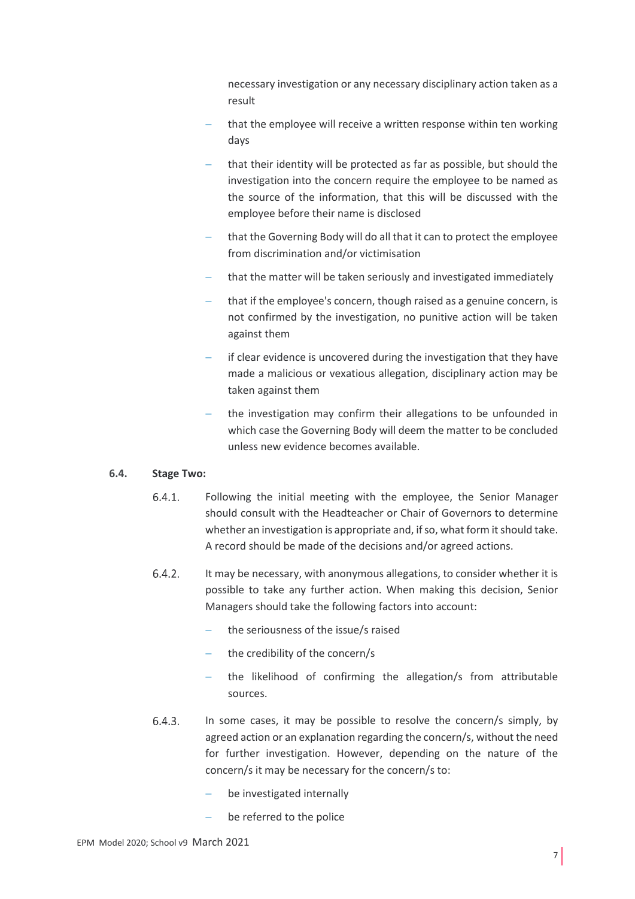necessary investigation or any necessary disciplinary action taken as a result

- that the employee will receive a written response within ten working days
- that their identity will be protected as far as possible, but should the investigation into the concern require the employee to be named as the source of the information, that this will be discussed with the employee before their name is disclosed
- that the Governing Body will do all that it can to protect the employee from discrimination and/or victimisation
- that the matter will be taken seriously and investigated immediately
- that if the employee's concern, though raised as a genuine concern, is not confirmed by the investigation, no punitive action will be taken against them
- if clear evidence is uncovered during the investigation that they have made a malicious or vexatious allegation, disciplinary action may be taken against them
- the investigation may confirm their allegations to be unfounded in which case the Governing Body will deem the matter to be concluded unless new evidence becomes available.

**6.4. Stage Two:**

6.4.1. Following the initial meeting with the employee, the Senior Manager should consult with the Headteacher or Chair of Governors to determine whether an investigation is appropriate and, if so, what form it should take. A record should be made of the decisions and/or agreed actions.

6.4.2. It may be necessary, with anonymous allegations, to consider whether it is possible to take any further action. When making this decision, Senior Managers should take the following factors into account:

- the seriousness of the issue/s raised
- the credibility of the concern/s
- the likelihood of confirming the allegation/s from attributable sources.

6.4.3. In some cases, it may be possible to resolve the concern/s simply, by agreed action or an explanation regarding the concern/s, without the need for further investigation. However, depending on the nature of the concern/s it may be necessary for the concern/s to:

- be investigated internally
- be referred to the police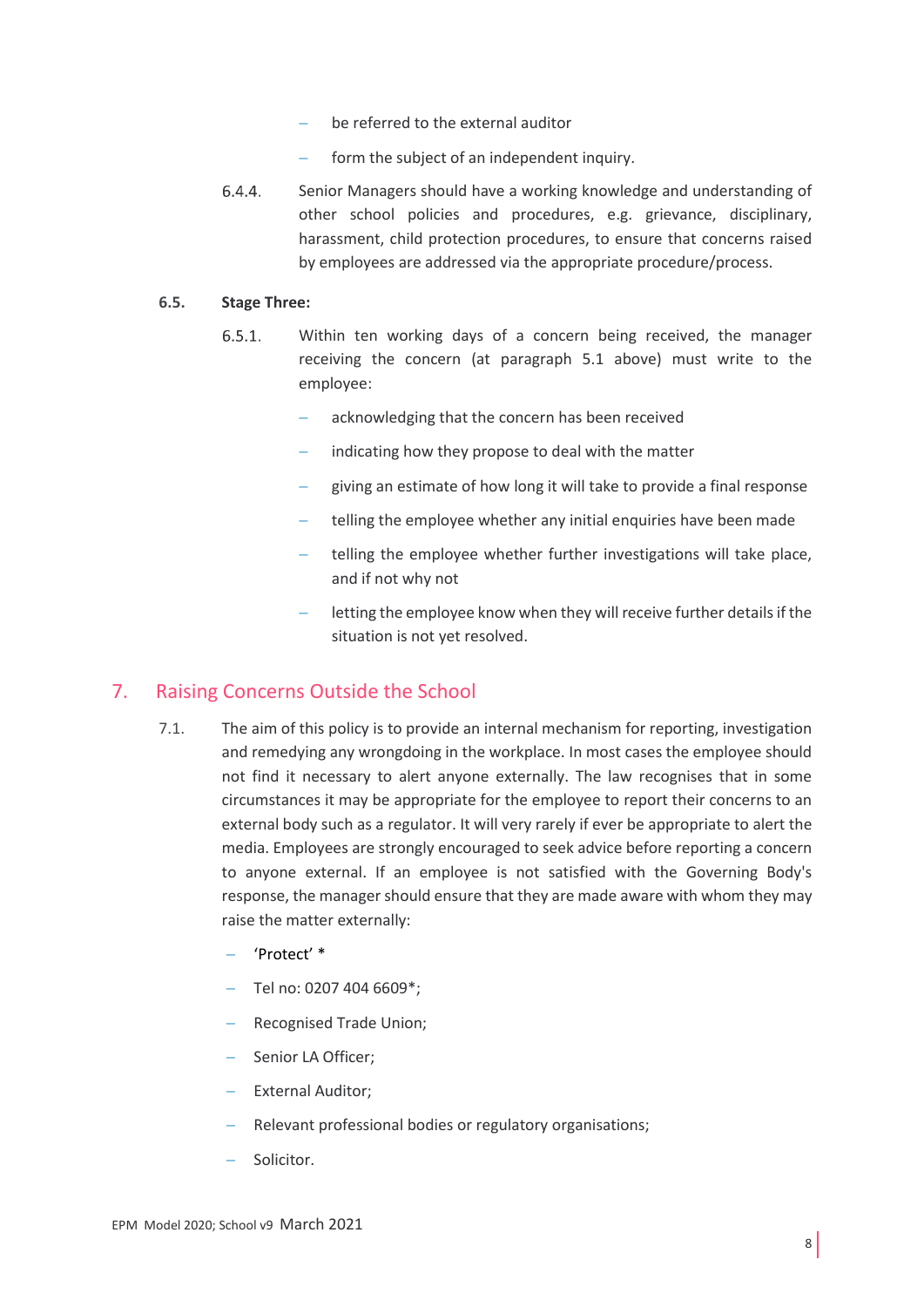- be referred to the external auditor
- form the subject of an independent inquiry.

6.4.4. Senior Managers should have a working knowledge and understanding of other school policies and procedures, e.g. grievance, disciplinary, harassment, child protection procedures, to ensure that concerns raised by employees are addressed via the appropriate procedure/process.

**6.5. Stage Three:**

6.5.1. Within ten working days of a concern being received, the manager receiving the concern (at paragraph 5.1 above) must write to the employee:

- acknowledging that the concern has been received
- indicating how they propose to deal with the matter
- giving an estimate of how long it will take to provide a final response
- telling the employee whether any initial enquiries have been made
- telling the employee whether further investigations will take place, and if not why not
- letting the employee know when they will receive further details if the situation is not yet resolved.

## 7. Raising Concerns Outside the School

7.1. The aim of this policy is to provide an internal mechanism for reporting, investigation and remedying any wrongdoing in the workplace. In most cases the employee should not find it necessary to alert anyone externally. The law recognises that in some circumstances it may be appropriate for the employee to report their concerns to an external body such as a regulator. It will very rarely if ever be appropriate to alert the media. Employees are strongly encouraged to seek advice before reporting a concern to anyone external. If an employee is not satisfied with the Governing Body's response, the manager should ensure that they are made aware with whom they may raise the matter externally:

- 'Protect' *
- Tel no: 0207 404 6609*;
- Recognised Trade Union;
- Senior LA Officer;
- External Auditor;
- Relevant professional bodies or regulatory organisations;
- Solicitor.

EPM Model 2020; School v9 March 2021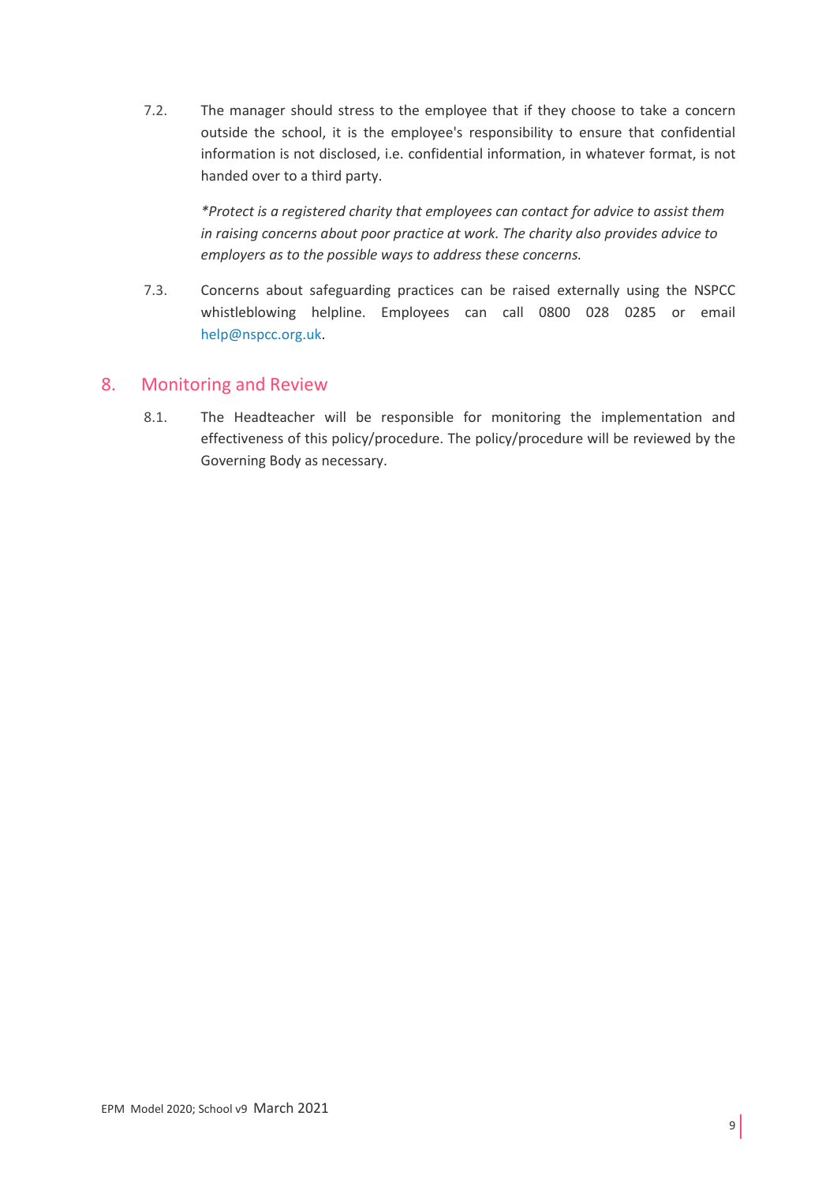7.2. The manager should stress to the employee that if they choose to take a concern outside the school, it is the employee's responsibility to ensure that confidential information is not disclosed, i.e. confidential information, in whatever format, is not handed over to a third party.

*\*Protect is a registered charity that employees can contact for advice to assist them in raising concerns about poor practice at work. The charity also provides advice to employers as to the possible ways to address these concerns.*

7.3. Concerns about safeguarding practices can be raised externally using the NSPCC whistleblowing helpline. Employees can call 0800 028 0285 or email help@nspcc.org.uk.

## 8. Monitoring and Review

8.1. The Headteacher will be responsible for monitoring the implementation and effectiveness of this policy/procedure. The policy/procedure will be reviewed by the Governing Body as necessary.